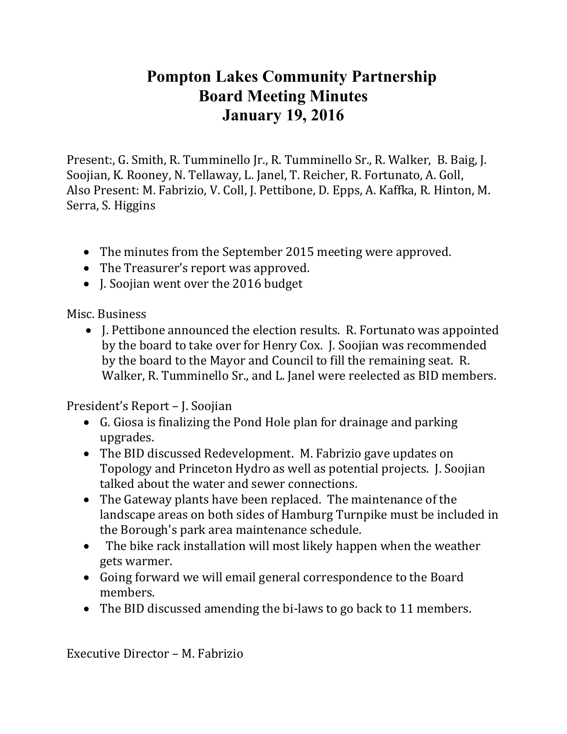# Pompton Lakes Community Partnership
## Board Meeting Minutes
## January 19, 2016

Present:, G. Smith, R. Tumminello Jr., R. Tumminello Sr., R. Walker, B. Baig, J. Soojian, K. Rooney, N. Tellaway, L. Janel, T. Reicher, R. Fortunato, A. Goll,
Also Present: M. Fabrizio, V. Coll, J. Pettibone, D. Epps, A. Kaffka, R. Hinton, M. Serra, S. Higgins

- The minutes from the September 2015 meeting were approved.
- The Treasurer's report was approved.
- J. Soojian went over the 2016 budget

Misc. Business

- J. Pettibone announced the election results. R. Fortunato was appointed by the board to take over for Henry Cox. J. Soojian was recommended by the board to the Mayor and Council to fill the remaining seat. R. Walker, R. Tumminello Sr., and L. Janel were reelected as BID members.

President's Report – J. Soojian

- G. Giosa is finalizing the Pond Hole plan for drainage and parking upgrades.
- The BID discussed Redevelopment. M. Fabrizio gave updates on Topology and Princeton Hydro as well as potential projects. J. Soojian talked about the water and sewer connections.
- The Gateway plants have been replaced. The maintenance of the landscape areas on both sides of Hamburg Turnpike must be included in the Borough's park area maintenance schedule.
- The bike rack installation will most likely happen when the weather gets warmer.
- Going forward we will email general correspondence to the Board members.
- The BID discussed amending the bi-laws to go back to 11 members.

Executive Director – M. Fabrizio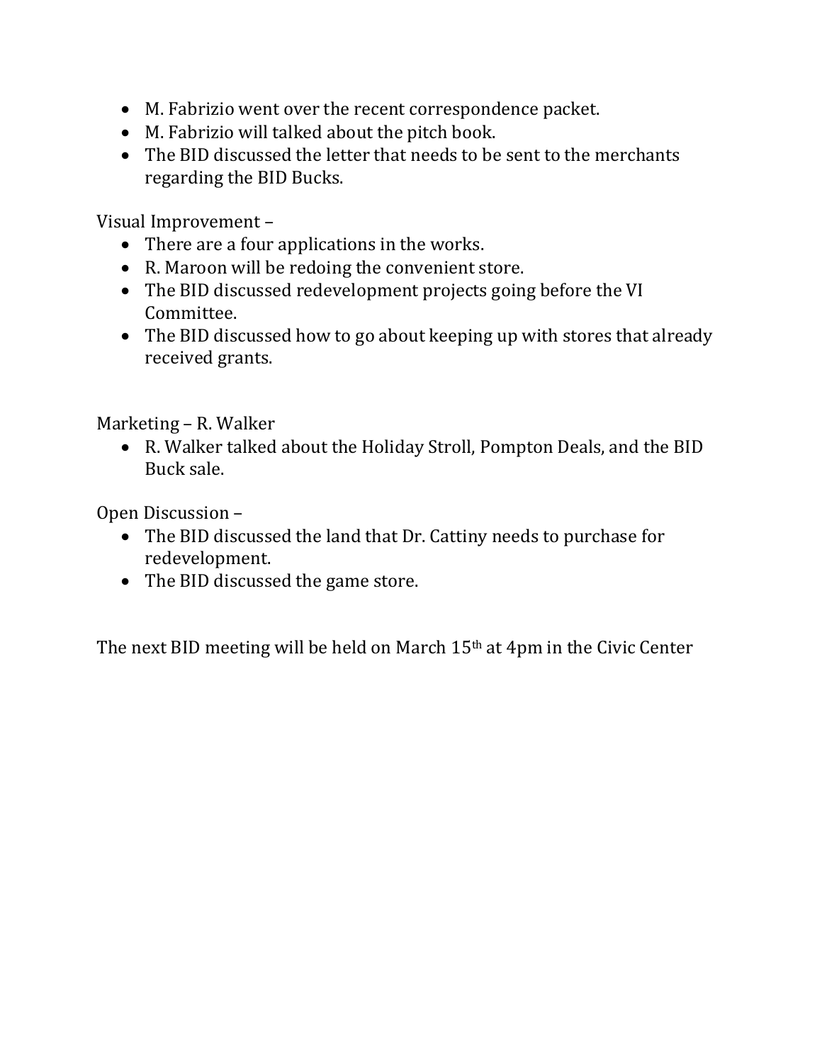- M. Fabrizio went over the recent correspondence packet.
- M. Fabrizio will talked about the pitch book.
- The BID discussed the letter that needs to be sent to the merchants regarding the BID Bucks.

Visual Improvement –

- There are a four applications in the works.
- R. Maroon will be redoing the convenient store.
- The BID discussed redevelopment projects going before the VI Committee.
- The BID discussed how to go about keeping up with stores that already received grants.

Marketing – R. Walker

- R. Walker talked about the Holiday Stroll, Pompton Deals, and the BID Buck sale.

Open Discussion –

- The BID discussed the land that Dr. Cattiny needs to purchase for redevelopment.
- The BID discussed the game store.

The next BID meeting will be held on March 15th at 4pm in the Civic Center